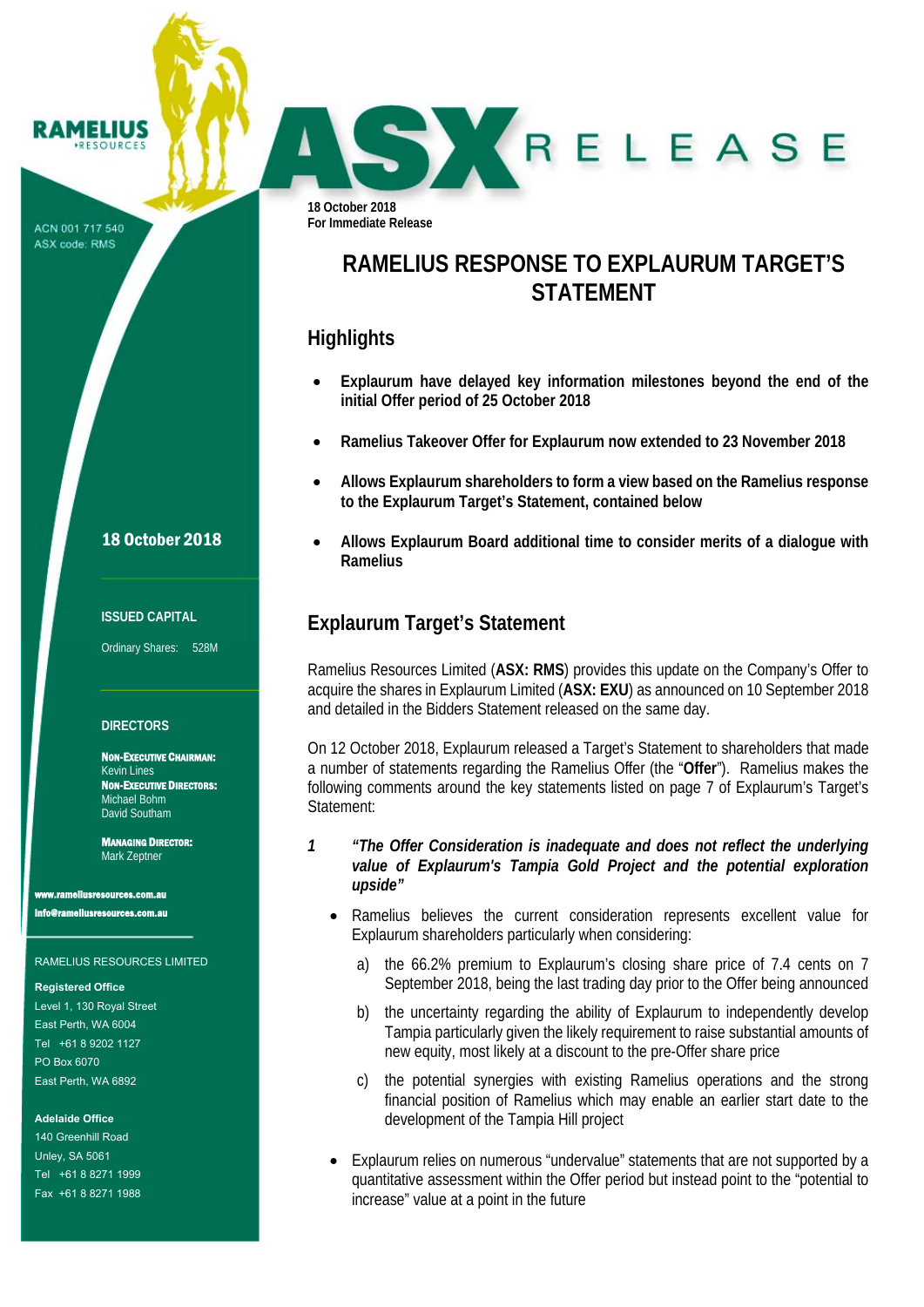RAMELIUS RESOURCES

ACN 001 717 540
ASX code: RMS

**18 October 2018**

**ISSUED CAPITAL**

Ordinary Shares: 528M

**DIRECTORS**

**NON-EXECUTIVE CHAIRMAN:**
Kevin Lines
**NON-EXECUTIVE DIRECTORS:**
Michael Bohm
David Southam

**MANAGING DIRECTOR:**
Mark Zeptner

**www.rameliusresources.com.au**
**info@rameliusresources.com.au**

RAMELIUS RESOURCES LIMITED

**Registered Office**
Level 1, 130 Royal Street
East Perth, WA 6004
Tel +61 8 9202 1127
PO Box 6070
East Perth, WA 6892

**Adelaide Office**
140 Greenhill Road
Unley, SA 5061
Tel +61 8 8271 1999
Fax +61 8 8271 1988

ASX RELEASE

**18 October 2018**
**For Immediate Release**

# RAMELIUS RESPONSE TO EXPLAURUM TARGET'S STATEMENT

## Highlights

- **Explaurum have delayed key information milestones beyond the end of the initial Offer period of 25 October 2018**
- **Ramelius Takeover Offer for Explaurum now extended to 23 November 2018**
- **Allows Explaurum shareholders to form a view based on the Ramelius response to the Explaurum Target's Statement, contained below**
- **Allows Explaurum Board additional time to consider merits of a dialogue with Ramelius**

## Explaurum Target's Statement

Ramelius Resources Limited (**ASX: RMS**) provides this update on the Company's Offer to acquire the shares in Explaurum Limited (**ASX: EXU**) as announced on 10 September 2018 and detailed in the Bidders Statement released on the same day.

On 12 October 2018, Explaurum released a Target's Statement to shareholders that made a number of statements regarding the Ramelius Offer (the "**Offer**"). Ramelius makes the following comments around the key statements listed on page 7 of Explaurum's Target's Statement:

***1 "The Offer Consideration is inadequate and does not reflect the underlying value of Explaurum's Tampia Gold Project and the potential exploration upside"***

- Ramelius believes the current consideration represents excellent value for Explaurum shareholders particularly when considering:
  - a) the 66.2% premium to Explaurum's closing share price of 7.4 cents on 7 September 2018, being the last trading day prior to the Offer being announced
  - b) the uncertainty regarding the ability of Explaurum to independently develop Tampia particularly given the likely requirement to raise substantial amounts of new equity, most likely at a discount to the pre-Offer share price
  - c) the potential synergies with existing Ramelius operations and the strong financial position of Ramelius which may enable an earlier start date to the development of the Tampia Hill project
- Explaurum relies on numerous "undervalue" statements that are not supported by a quantitative assessment within the Offer period but instead point to the "potential to increase" value at a point in the future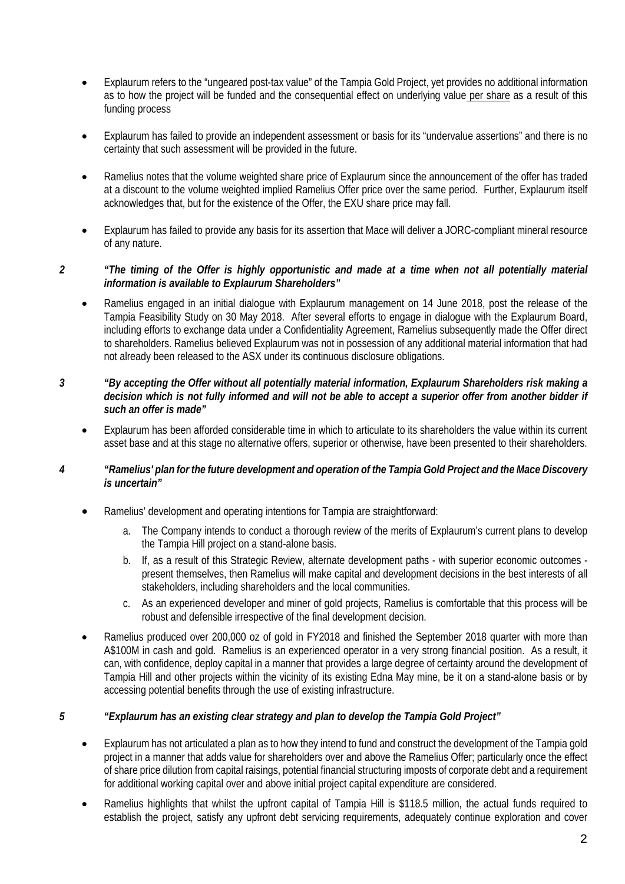- Explaurum refers to the "ungeared post-tax value" of the Tampia Gold Project, yet provides no additional information as to how the project will be funded and the consequential effect on underlying value per share as a result of this funding process

- Explaurum has failed to provide an independent assessment or basis for its "undervalue assertions" and there is no certainty that such assessment will be provided in the future.

- Ramelius notes that the volume weighted share price of Explaurum since the announcement of the offer has traded at a discount to the volume weighted implied Ramelius Offer price over the same period. Further, Explaurum itself acknowledges that, but for the existence of the Offer, the EXU share price may fall.

- Explaurum has failed to provide any basis for its assertion that Mace will deliver a JORC-compliant mineral resource of any nature.

***2 "The timing of the Offer is highly opportunistic and made at a time when not all potentially material information is available to Explaurum Shareholders"***

- Ramelius engaged in an initial dialogue with Explaurum management on 14 June 2018, post the release of the Tampia Feasibility Study on 30 May 2018. After several efforts to engage in dialogue with the Explaurum Board, including efforts to exchange data under a Confidentiality Agreement, Ramelius subsequently made the Offer direct to shareholders. Ramelius believed Explaurum was not in possession of any additional material information that had not already been released to the ASX under its continuous disclosure obligations.

***3 "By accepting the Offer without all potentially material information, Explaurum Shareholders risk making a decision which is not fully informed and will not be able to accept a superior offer from another bidder if such an offer is made"***

- Explaurum has been afforded considerable time in which to articulate to its shareholders the value within its current asset base and at this stage no alternative offers, superior or otherwise, have been presented to their shareholders.

***4 "Ramelius' plan for the future development and operation of the Tampia Gold Project and the Mace Discovery is uncertain"***

- Ramelius' development and operating intentions for Tampia are straightforward:
  a. The Company intends to conduct a thorough review of the merits of Explaurum's current plans to develop the Tampia Hill project on a stand-alone basis.
  b. If, as a result of this Strategic Review, alternate development paths - with superior economic outcomes - present themselves, then Ramelius will make capital and development decisions in the best interests of all stakeholders, including shareholders and the local communities.
  c. As an experienced developer and miner of gold projects, Ramelius is comfortable that this process will be robust and defensible irrespective of the final development decision.

- Ramelius produced over 200,000 oz of gold in FY2018 and finished the September 2018 quarter with more than A$100M in cash and gold. Ramelius is an experienced operator in a very strong financial position. As a result, it can, with confidence, deploy capital in a manner that provides a large degree of certainty around the development of Tampia Hill and other projects within the vicinity of its existing Edna May mine, be it on a stand-alone basis or by accessing potential benefits through the use of existing infrastructure.

***5 "Explaurum has an existing clear strategy and plan to develop the Tampia Gold Project"***

- Explaurum has not articulated a plan as to how they intend to fund and construct the development of the Tampia gold project in a manner that adds value for shareholders over and above the Ramelius Offer; particularly once the effect of share price dilution from capital raisings, potential financial structuring imposts of corporate debt and a requirement for additional working capital over and above initial project capital expenditure are considered.

- Ramelius highlights that whilst the upfront capital of Tampia Hill is \$118.5 million, the actual funds required to establish the project, satisfy any upfront debt servicing requirements, adequately continue exploration and cover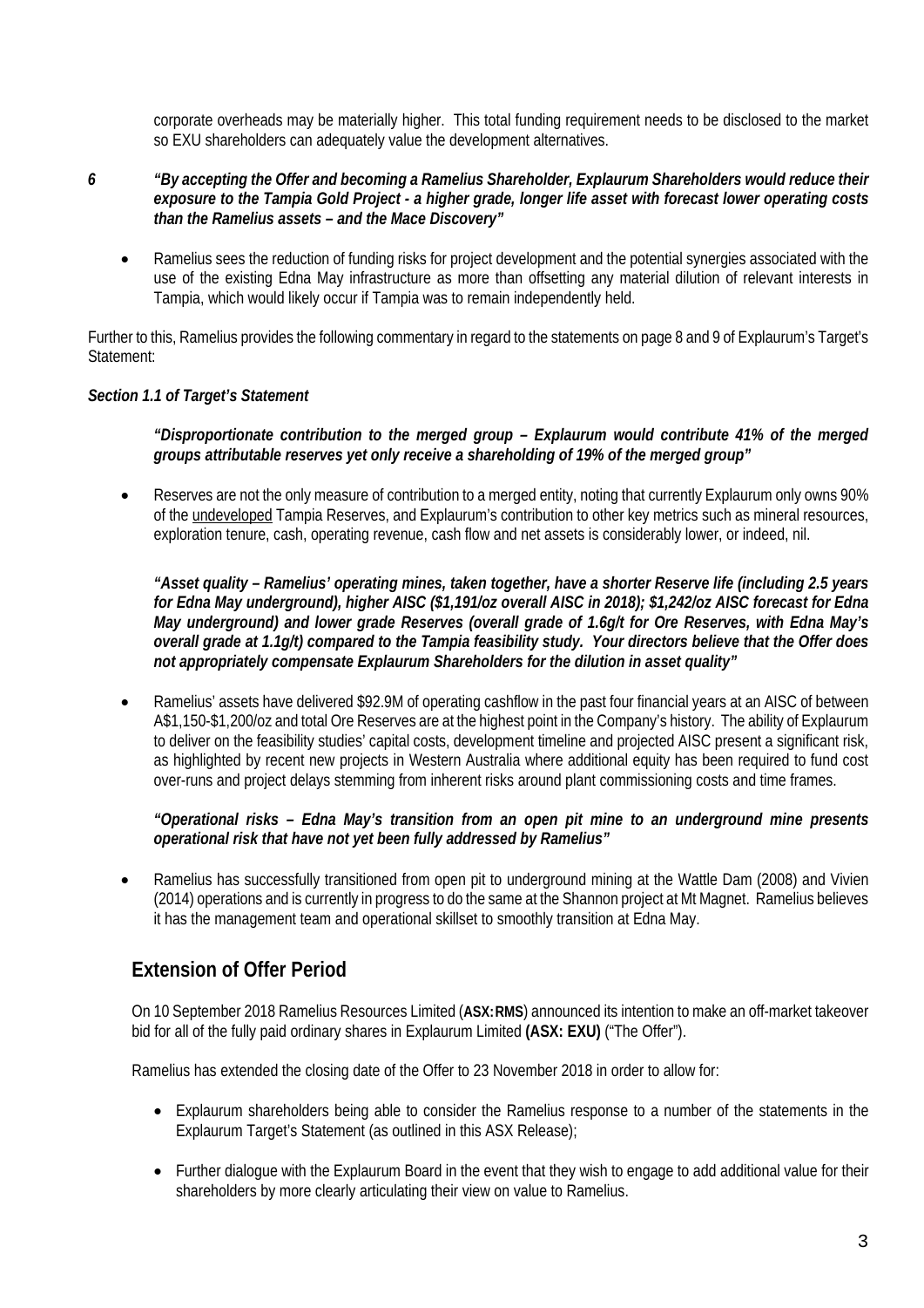corporate overheads may be materially higher. This total funding requirement needs to be disclosed to the market so EXU shareholders can adequately value the development alternatives.

*6* ***"By accepting the Offer and becoming a Ramelius Shareholder, Explaurum Shareholders would reduce their exposure to the Tampia Gold Project - a higher grade, longer life asset with forecast lower operating costs than the Ramelius assets – and the Mace Discovery"***

- Ramelius sees the reduction of funding risks for project development and the potential synergies associated with the use of the existing Edna May infrastructure as more than offsetting any material dilution of relevant interests in Tampia, which would likely occur if Tampia was to remain independently held.

Further to this, Ramelius provides the following commentary in regard to the statements on page 8 and 9 of Explaurum's Target's Statement:

***Section 1.1 of Target's Statement***

***"Disproportionate contribution to the merged group – Explaurum would contribute 41% of the merged groups attributable reserves yet only receive a shareholding of 19% of the merged group"***

- Reserves are not the only measure of contribution to a merged entity, noting that currently Explaurum only owns 90% of the undeveloped Tampia Reserves, and Explaurum's contribution to other key metrics such as mineral resources, exploration tenure, cash, operating revenue, cash flow and net assets is considerably lower, or indeed, nil.

***"Asset quality – Ramelius' operating mines, taken together, have a shorter Reserve life (including 2.5 years for Edna May underground), higher AISC ($1,191/oz overall AISC in 2018); $1,242/oz AISC forecast for Edna May underground) and lower grade Reserves (overall grade of 1.6g/t for Ore Reserves, with Edna May's overall grade at 1.1g/t) compared to the Tampia feasibility study. Your directors believe that the Offer does not appropriately compensate Explaurum Shareholders for the dilution in asset quality"***

- Ramelius' assets have delivered $92.9M of operating cashflow in the past four financial years at an AISC of between A$1,150-$1,200/oz and total Ore Reserves are at the highest point in the Company's history. The ability of Explaurum to deliver on the feasibility studies' capital costs, development timeline and projected AISC present a significant risk, as highlighted by recent new projects in Western Australia where additional equity has been required to fund cost over-runs and project delays stemming from inherent risks around plant commissioning costs and time frames.

***"Operational risks – Edna May's transition from an open pit mine to an underground mine presents operational risk that have not yet been fully addressed by Ramelius"***

- Ramelius has successfully transitioned from open pit to underground mining at the Wattle Dam (2008) and Vivien (2014) operations and is currently in progress to do the same at the Shannon project at Mt Magnet. Ramelius believes it has the management team and operational skillset to smoothly transition at Edna May.

## Extension of Offer Period

On 10 September 2018 Ramelius Resources Limited (**ASX:RMS**) announced its intention to make an off-market takeover bid for all of the fully paid ordinary shares in Explaurum Limited **(ASX: EXU)** ("The Offer").

Ramelius has extended the closing date of the Offer to 23 November 2018 in order to allow for:

- Explaurum shareholders being able to consider the Ramelius response to a number of the statements in the Explaurum Target's Statement (as outlined in this ASX Release);
- Further dialogue with the Explaurum Board in the event that they wish to engage to add additional value for their shareholders by more clearly articulating their view on value to Ramelius.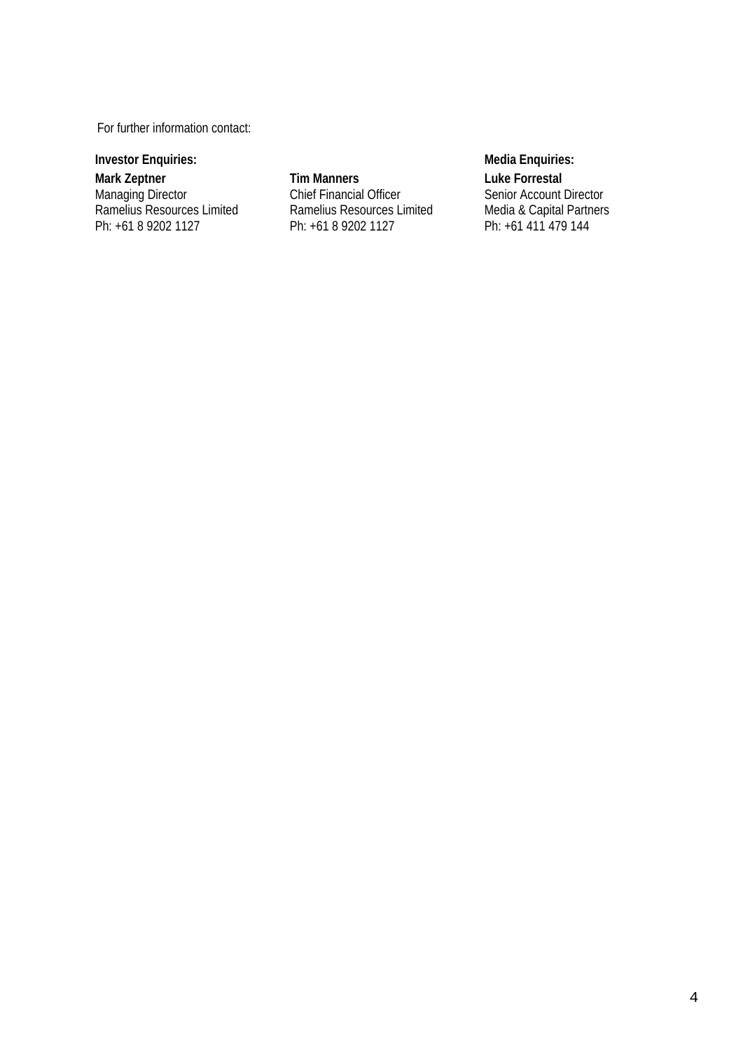For further information contact:

| **Investor Enquiries:** | | **Media Enquiries:** |
| --- | --- | --- |
| **Mark Zeptner** | **Tim Manners** | **Luke Forrestal** |
| Managing Director | Chief Financial Officer | Senior Account Director |
| Ramelius Resources Limited | Ramelius Resources Limited | Media & Capital Partners |
| Ph: +61 8 9202 1127 | Ph: +61 8 9202 1127 | Ph: +61 411 479 144 |